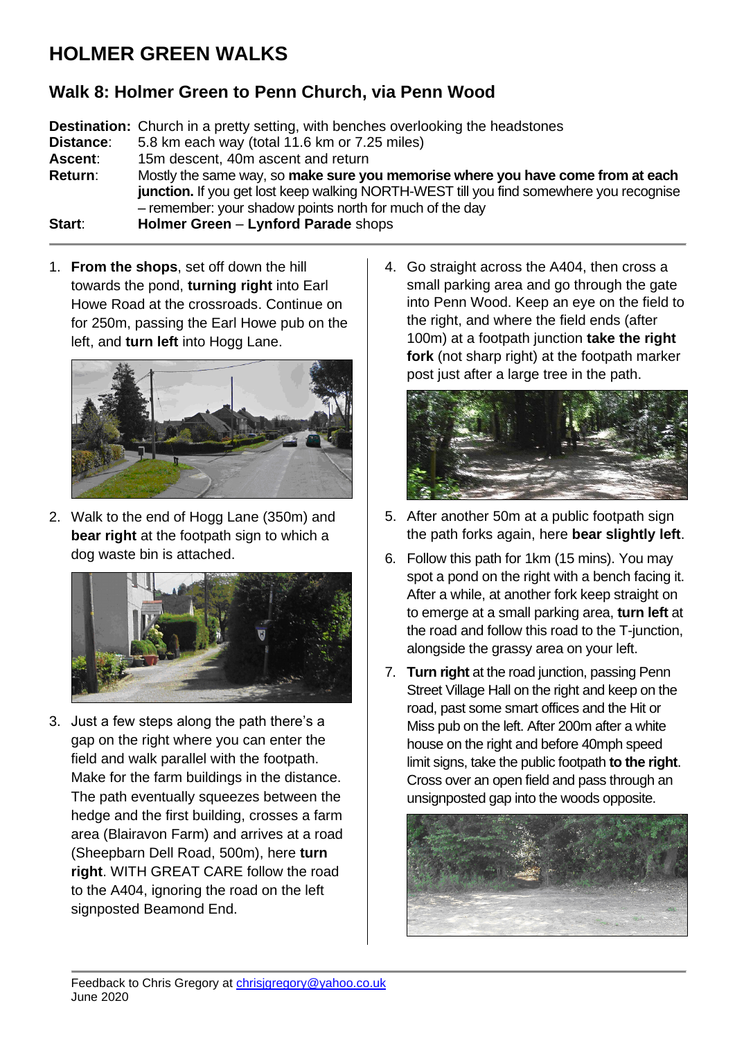# HOLMER GREEN WALKS

## Walk 8: Holmer Green to Penn Church, via Penn Wood

**Destination:** Church in a pretty setting, with benches overlooking the headstones
**Distance**: 5.8 km each way (total 11.6 km or 7.25 miles)
**Ascent**: 15m descent, 40m ascent and return
**Return**: Mostly the same way, so **make sure you memorise where you have come from at each junction.** If you get lost keep walking NORTH-WEST till you find somewhere you recognise – remember: your shadow points north for much of the day
**Start**: **Holmer Green** – **Lynford Parade** shops

---

1. **From the shops**, set off down the hill towards the pond, **turning right** into Earl Howe Road at the crossroads. Continue on for 250m, passing the Earl Howe pub on the left, and **turn left** into Hogg Lane.

2. Walk to the end of Hogg Lane (350m) and **bear right** at the footpath sign to which a dog waste bin is attached.

3. Just a few steps along the path there's a gap on the right where you can enter the field and walk parallel with the footpath. Make for the farm buildings in the distance. The path eventually squeezes between the hedge and the first building, crosses a farm area (Blairavon Farm) and arrives at a road (Sheepbarn Dell Road, 500m), here **turn right**. WITH GREAT CARE follow the road to the A404, ignoring the road on the left signposted Beamond End.

4. Go straight across the A404, then cross a small parking area and go through the gate into Penn Wood. Keep an eye on the field to the right, and where the field ends (after 100m) at a footpath junction **take the right fork** (not sharp right) at the footpath marker post just after a large tree in the path.

5. After another 50m at a public footpath sign the path forks again, here **bear slightly left**.

6. Follow this path for 1km (15 mins). You may spot a pond on the right with a bench facing it. After a while, at another fork keep straight on to emerge at a small parking area, **turn left** at the road and follow this road to the T-junction, alongside the grassy area on your left.

7. **Turn right** at the road junction, passing Penn Street Village Hall on the right and keep on the road, past some smart offices and the Hit or Miss pub on the left. After 200m after a white house on the right and before 40mph speed limit signs, take the public footpath **to the right**. Cross over an open field and pass through an unsignposted gap into the woods opposite.

---

Feedback to Chris Gregory at chrisjgregory@yahoo.co.uk
June 2020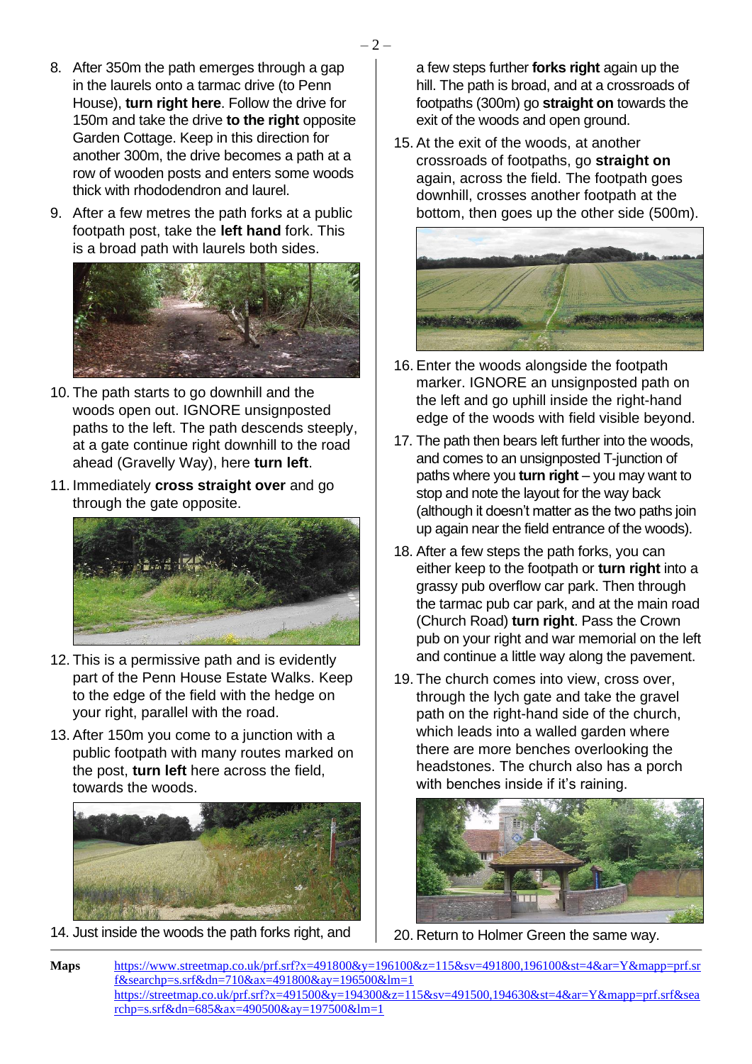8. After 350m the path emerges through a gap in the laurels onto a tarmac drive (to Penn House), **turn right here**. Follow the drive for 150m and take the drive **to the right** opposite Garden Cottage. Keep in this direction for another 300m, the drive becomes a path at a row of wooden posts and enters some woods thick with rhododendron and laurel.
9. After a few metres the path forks at a public footpath post, take the **left hand** fork. This is a broad path with laurels both sides.
10. The path starts to go downhill and the woods open out. IGNORE unsignposted paths to the left. The path descends steeply, at a gate continue right downhill to the road ahead (Gravelly Way), here **turn left**.
11. Immediately **cross straight over** and go through the gate opposite.
12. This is a permissive path and is evidently part of the Penn House Estate Walks. Keep to the edge of the field with the hedge on your right, parallel with the road.
13. After 150m you come to a junction with a public footpath with many routes marked on the post, **turn left** here across the field, towards the woods.
14. Just inside the woods the path forks right, and a few steps further **forks right** again up the hill. The path is broad, and at a crossroads of footpaths (300m) go **straight on** towards the exit of the woods and open ground.
15. At the exit of the woods, at another crossroads of footpaths, go **straight on** again, across the field. The footpath goes downhill, crosses another footpath at the bottom, then goes up the other side (500m).
16. Enter the woods alongside the footpath marker. IGNORE an unsignposted path on the left and go uphill inside the right-hand edge of the woods with field visible beyond.
17. The path then bears left further into the woods, and comes to an unsignposted T-junction of paths where you **turn right** – you may want to stop and note the layout for the way back (although it doesn't matter as the two paths join up again near the field entrance of the woods).
18. After a few steps the path forks, you can either keep to the footpath or **turn right** into a grassy pub overflow car park. Then through the tarmac pub car park, and at the main road (Church Road) **turn right**. Pass the Crown pub on your right and war memorial on the left and continue a little way along the pavement.
19. The church comes into view, cross over, through the lych gate and take the gravel path on the right-hand side of the church, which leads into a walled garden where there are more benches overlooking the headstones. The church also has a porch with benches inside if it's raining.
20. Return to Holmer Green the same way.

**Maps** https://www.streetmap.co.uk/prf.srf?x=491800&y=196100&z=115&sv=491800,196100&st=4&ar=Y&mapp=prf.srf&searchp=s.srf&dn=710&ax=491800&ay=196500&lm=1
https://streetmap.co.uk/prf.srf?x=491500&y=194300&z=115&sv=491500,194630&st=4&ar=Y&mapp=prf.srf&searchp=s.srf&dn=685&ax=490500&ay=197500&lm=1